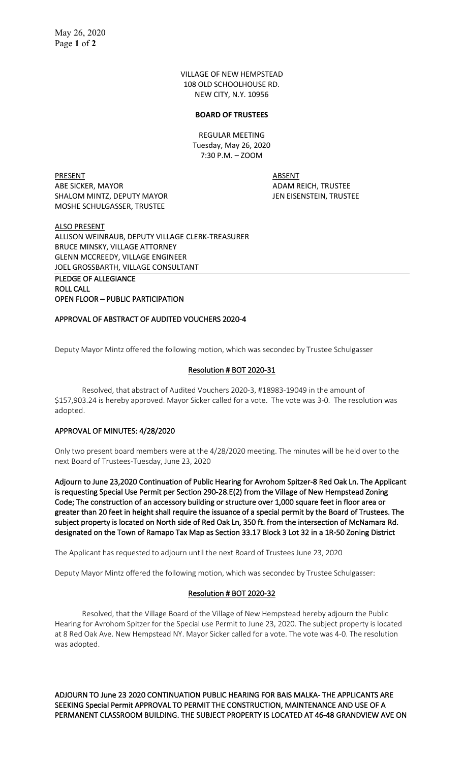VILLAGE OF NEW HEMPSTEAD
108 OLD SCHOOLHOUSE RD.
NEW CITY, N.Y. 10956

**BOARD OF TRUSTEES**

REGULAR MEETING
Tuesday, May 26, 2020
7:30 P.M. – ZOOM

| PRESENT | ABSENT |
|---|---|
| ABE SICKER, MAYOR | ADAM REICH, TRUSTEE |
| SHALOM MINTZ, DEPUTY MAYOR | JEN EISENSTEIN, TRUSTEE |
| MOSHE SCHULGASSER, TRUSTEE | |

ALSO PRESENT
ALLISON WEINRAUB, DEPUTY VILLAGE CLERK-TREASURER
BRUCE MINSKY, VILLAGE ATTORNEY
GLENN MCCREEDY, VILLAGE ENGINEER
JOEL GROSSBARTH, VILLAGE CONSULTANT

**PLEDGE OF ALLEGIANCE**
**ROLL CALL**
**OPEN FLOOR – PUBLIC PARTICIPATION**

**APPROVAL OF ABSTRACT OF AUDITED VOUCHERS 2020-4**

Deputy Mayor Mintz offered the following motion, which was seconded by Trustee Schulgasser

**Resolution # BOT 2020-31**

Resolved, that abstract of Audited Vouchers 2020-3, #18983-19049 in the amount of $157,903.24 is hereby approved. Mayor Sicker called for a vote. The vote was 3-0. The resolution was adopted.

**APPROVAL OF MINUTES: 4/28/2020**

Only two present board members were at the 4/28/2020 meeting. The minutes will be held over to the next Board of Trustees-Tuesday, June 23, 2020

**Adjourn to June 23,2020 Continuation of Public Hearing for Avrohom Spitzer-8 Red Oak Ln. The Applicant is requesting Special Use Permit per Section 290-28.E(2) from the Village of New Hempstead Zoning Code; The construction of an accessory building or structure over 1,000 square feet in floor area or greater than 20 feet in height shall require the issuance of a special permit by the Board of Trustees. The subject property is located on North side of Red Oak Ln, 350 ft. from the intersection of McNamara Rd. designated on the Town of Ramapo Tax Map as Section 33.17 Block 3 Lot 32 in a 1R-50 Zoning District**

The Applicant has requested to adjourn until the next Board of Trustees June 23, 2020

Deputy Mayor Mintz offered the following motion, which was seconded by Trustee Schulgasser:

**Resolution # BOT 2020-32**

Resolved, that the Village Board of the Village of New Hempstead hereby adjourn the Public Hearing for Avrohom Spitzer for the Special use Permit to June 23, 2020. The subject property is located at 8 Red Oak Ave. New Hempstead NY. Mayor Sicker called for a vote. The vote was 4-0. The resolution was adopted.

**ADJOURN TO June 23 2020 CONTINUATION PUBLIC HEARING FOR BAIS MALKA- THE APPLICANTS ARE SEEKING Special Permit APPROVAL TO PERMIT THE CONSTRUCTION, MAINTENANCE AND USE OF A PERMANENT CLASSROOM BUILDING. THE SUBJECT PROPERTY IS LOCATED AT 46-48 GRANDVIEW AVE ON**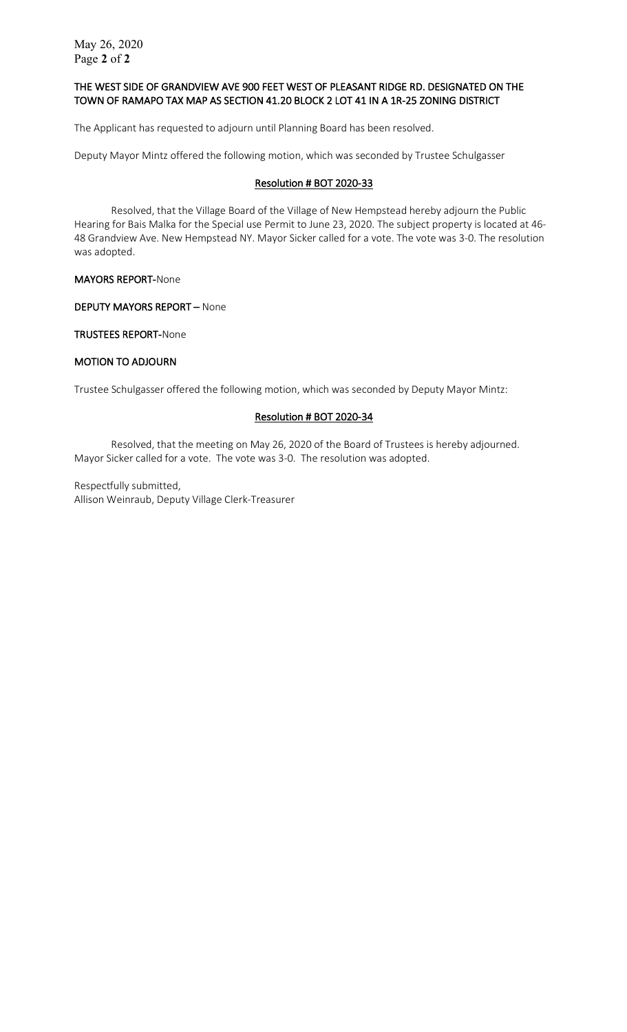**THE WEST SIDE OF GRANDVIEW AVE 900 FEET WEST OF PLEASANT RIDGE RD. DESIGNATED ON THE TOWN OF RAMAPO TAX MAP AS SECTION 41.20 BLOCK 2 LOT 41 IN A 1R-25 ZONING DISTRICT**

The Applicant has requested to adjourn until Planning Board has been resolved.

Deputy Mayor Mintz offered the following motion, which was seconded by Trustee Schulgasser

**Resolution # BOT 2020-33**

Resolved, that the Village Board of the Village of New Hempstead hereby adjourn the Public Hearing for Bais Malka for the Special use Permit to June 23, 2020. The subject property is located at 46-48 Grandview Ave. New Hempstead NY. Mayor Sicker called for a vote. The vote was 3-0. The resolution was adopted.

**MAYORS REPORT-**None

**DEPUTY MAYORS REPORT –** None

**TRUSTEES REPORT-**None

**MOTION TO ADJOURN**

Trustee Schulgasser offered the following motion, which was seconded by Deputy Mayor Mintz:

**Resolution # BOT 2020-34**

Resolved, that the meeting on May 26, 2020 of the Board of Trustees is hereby adjourned. Mayor Sicker called for a vote. The vote was 3-0. The resolution was adopted.

Respectfully submitted,
Allison Weinraub, Deputy Village Clerk-Treasurer